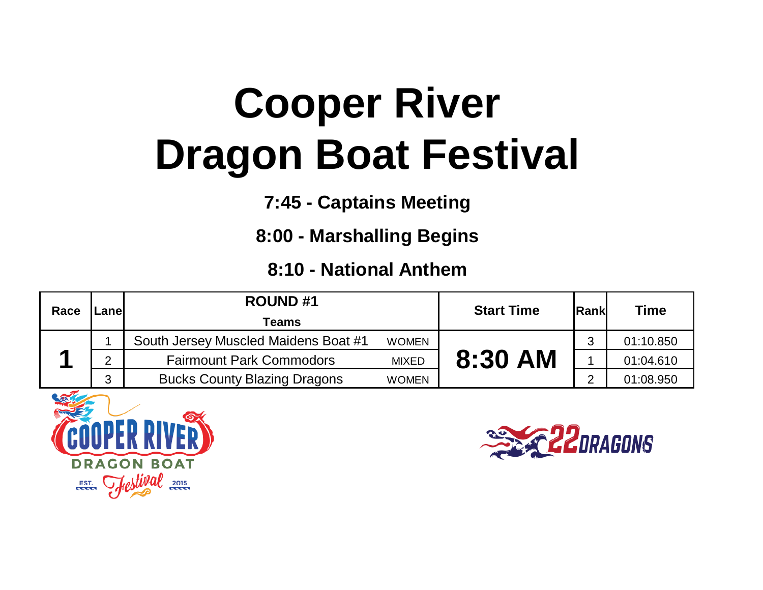# Cooper River Dragon Boat Festival

**7:45 - Captains Meeting**

**8:00 - Marshalling Begins**

**8:10 - National Anthem**

| Race | Lane | ROUND #1 Teams | | Start Time | Rank | Time |
|---|---|---|---|---|---|---|
| 1 | 1 | South Jersey Muscled Maidens Boat #1 | WOMEN | 8:30 AM | 3 | 01:10.850 |
| | 2 | Fairmount Park Commodors | MIXED | | 1 | 01:04.610 |
| | 3 | Bucks County Blazing Dragons | WOMEN | | 2 | 01:08.950 |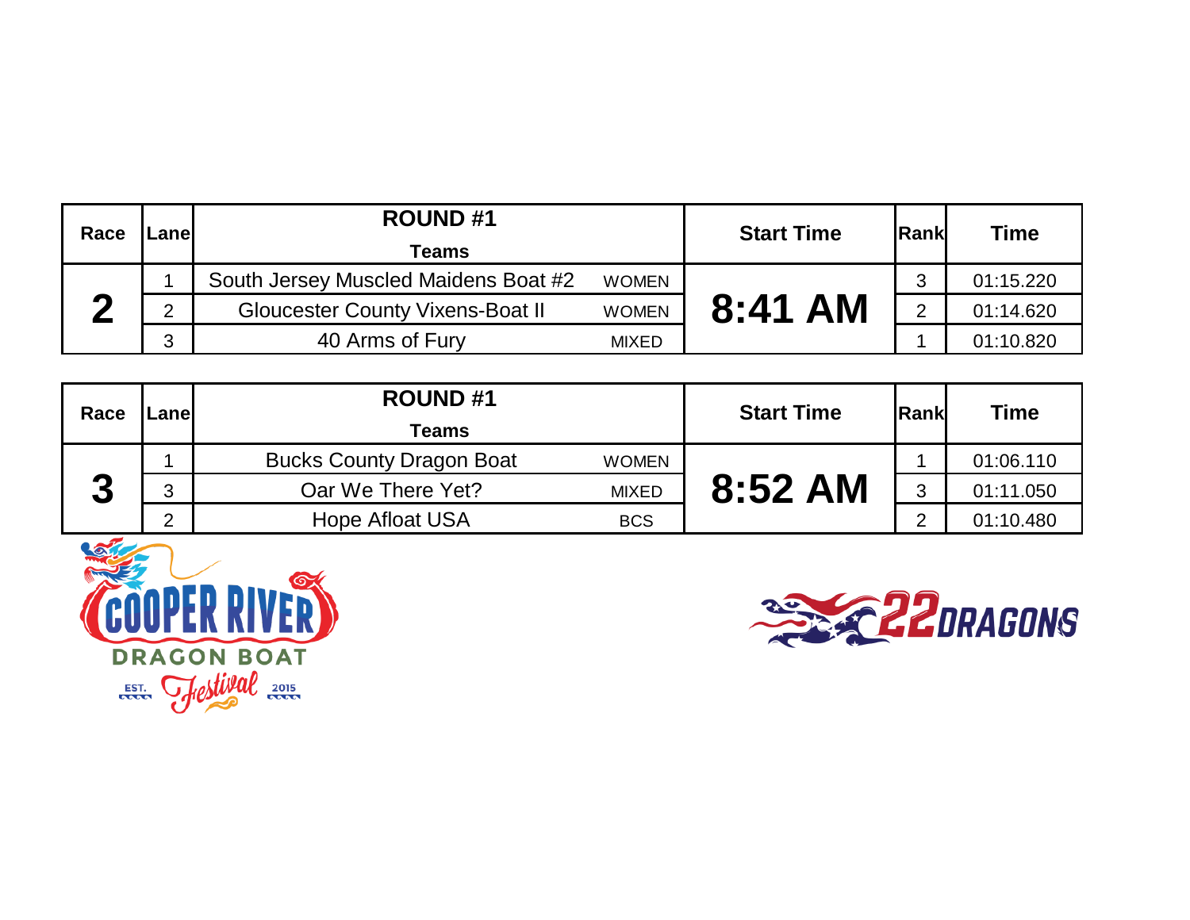| Race | Lane | ROUND #1 Teams | | Start Time | Rank | Time |
|---|---|---|---|---|---|---|
| 2 | 1 | South Jersey Muscled Maidens Boat #2 | WOMEN | 8:41 AM | 3 | 01:15.220 |
| | 2 | Gloucester County Vixens-Boat II | WOMEN | | 2 | 01:14.620 |
| | 3 | 40 Arms of Fury | MIXED | | 1 | 01:10.820 |

| Race | Lane | ROUND #1 Teams | | Start Time | Rank | Time |
|---|---|---|---|---|---|---|
| 3 | 1 | Bucks County Dragon Boat | WOMEN | 8:52 AM | 1 | 01:06.110 |
| | 3 | Oar We There Yet? | MIXED | | 3 | 01:11.050 |
| | 2 | Hope Afloat USA | BCS | | 2 | 01:10.480 |

COOPER RIVER DRAGON BOAT Festival EST. 2015

22DRAGONS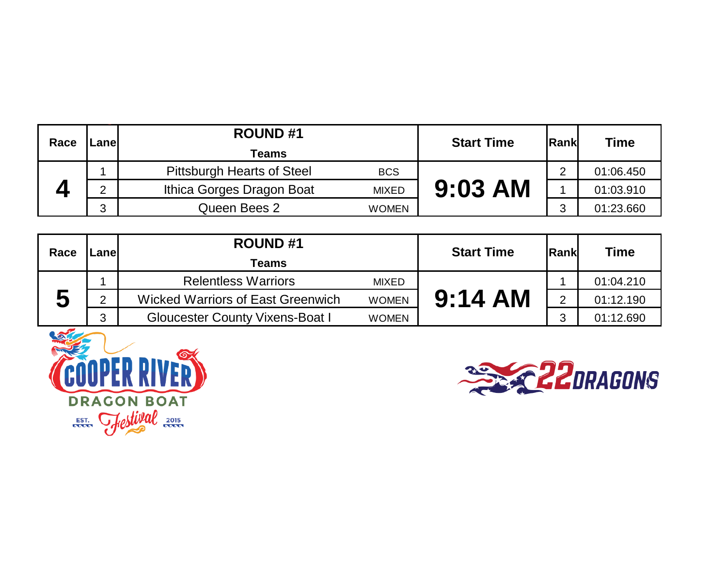| Race | Lane | ROUND #1 Teams | | Start Time | Rank | Time |
|---|---|---|---|---|---|---|
| 4 | 1 | Pittsburgh Hearts of Steel | BCS | 9:03 AM | 2 | 01:06.450 |
| | 2 | Ithica Gorges Dragon Boat | MIXED | | 1 | 01:03.910 |
| | 3 | Queen Bees 2 | WOMEN | | 3 | 01:23.660 |

| Race | Lane | ROUND #1 Teams | | Start Time | Rank | Time |
|---|---|---|---|---|---|---|
| 5 | 1 | Relentless Warriors | MIXED | 9:14 AM | 1 | 01:04.210 |
| | 2 | Wicked Warriors of East Greenwich | WOMEN | | 2 | 01:12.190 |
| | 3 | Gloucester County Vixens-Boat I | WOMEN | | 3 | 01:12.690 |

COOPER RIVER DRAGON BOAT Festival EST. 2015

22DRAGONS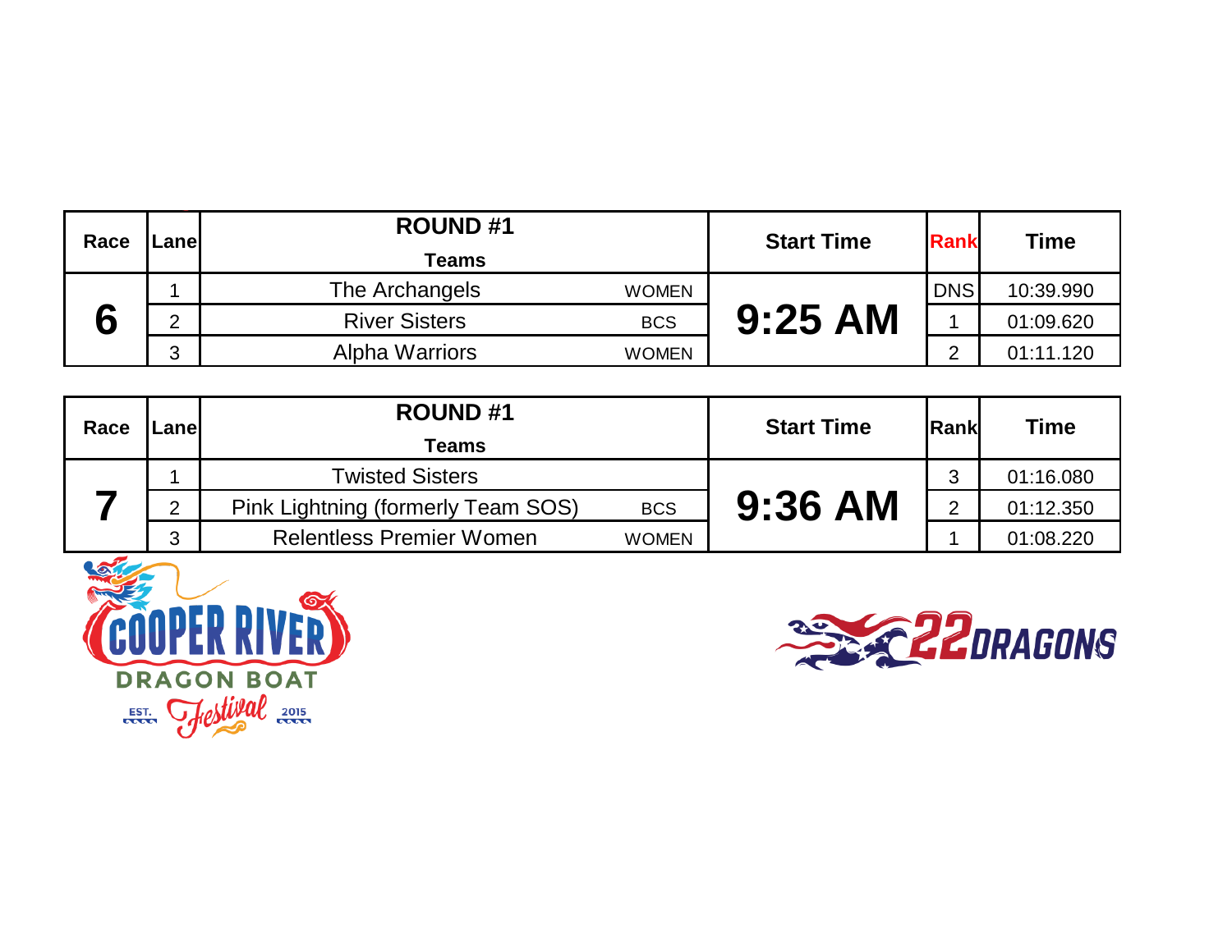| Race | Lane | ROUND #1 Teams | | Start Time | Rank | Time |
|---|---|---|---|---|---|---|
| 6 | 1 | The Archangels | WOMEN | 9:25 AM | DNS | 10:39.990 |
| | 2 | River Sisters | BCS | | 1 | 01:09.620 |
| | 3 | Alpha Warriors | WOMEN | | 2 | 01:11.120 |

| Race | Lane | ROUND #1 Teams | | Start Time | Rank | Time |
|---|---|---|---|---|---|---|
| 7 | 1 | Twisted Sisters | | 9:36 AM | 3 | 01:16.080 |
| | 2 | Pink Lightning (formerly Team SOS) | BCS | | 2 | 01:12.350 |
| | 3 | Relentless Premier Women | WOMEN | | 1 | 01:08.220 |

COOPER RIVER DRAGON BOAT Festival EST. 2015

22DRAGONS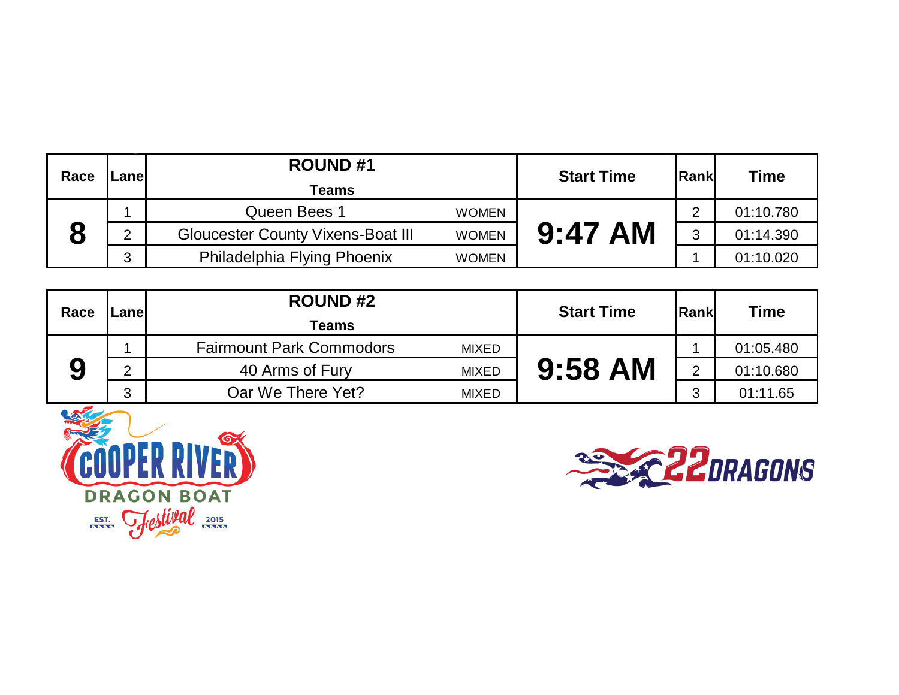| Race | Lane | ROUND #1 Teams | | Start Time | Rank | Time |
|---|---|---|---|---|---|---|
| 8 | 1 | Queen Bees 1 | WOMEN | 9:47 AM | 2 | 01:10.780 |
| | 2 | Gloucester County Vixens-Boat III | WOMEN | | 3 | 01:14.390 |
| | 3 | Philadelphia Flying Phoenix | WOMEN | | 1 | 01:10.020 |

| Race | Lane | ROUND #2 Teams | | Start Time | Rank | Time |
|---|---|---|---|---|---|---|
| 9 | 1 | Fairmount Park Commodors | MIXED | 9:58 AM | 1 | 01:05.480 |
| | 2 | 40 Arms of Fury | MIXED | | 2 | 01:10.680 |
| | 3 | Oar We There Yet? | MIXED | | 3 | 01:11.65 |

COOPER RIVER DRAGON BOAT Festival EST. 2015

22DRAGONS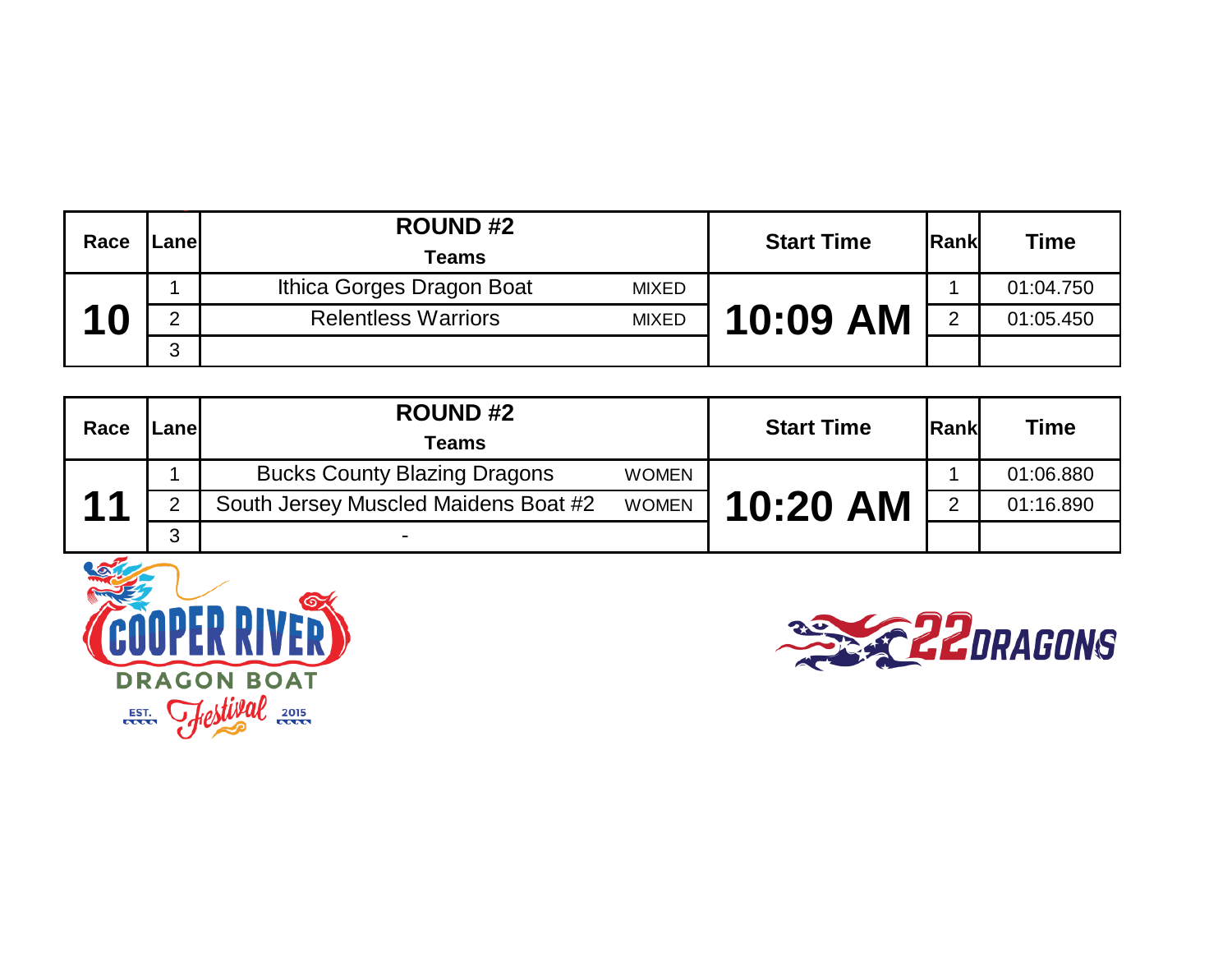| Race | Lane | ROUND #2 Teams | | Start Time | Rank | Time |
|---|---|---|---|---|---|---|
| 10 | 1 | Ithica Gorges Dragon Boat | MIXED | 10:09 AM | 1 | 01:04.750 |
| | 2 | Relentless Warriors | MIXED | | 2 | 01:05.450 |
| | 3 | | | | | |

| Race | Lane | ROUND #2 Teams | | Start Time | Rank | Time |
|---|---|---|---|---|---|---|
| 11 | 1 | Bucks County Blazing Dragons | WOMEN | 10:20 AM | 1 | 01:06.880 |
| | 2 | South Jersey Muscled Maidens Boat #2 | WOMEN | | 2 | 01:16.890 |
| | 3 | - | | | | |

COOPER RIVER DRAGON BOAT Festival EST. 2015

22DRAGONS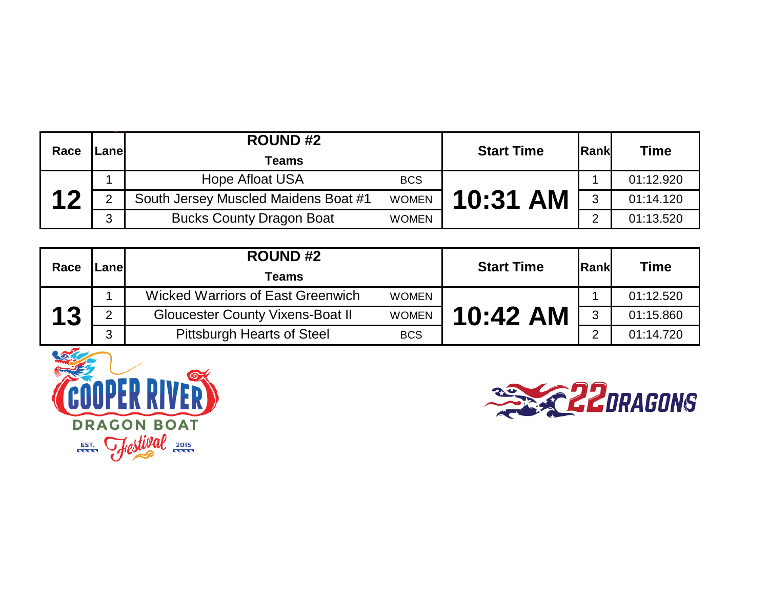| Race | Lane | ROUND #2 Teams | | Start Time | Rank | Time |
|---|---|---|---|---|---|---|
| 12 | 1 | Hope Afloat USA | BCS | 10:31 AM | 1 | 01:12.920 |
| | 2 | South Jersey Muscled Maidens Boat #1 | WOMEN | | 3 | 01:14.120 |
| | 3 | Bucks County Dragon Boat | WOMEN | | 2 | 01:13.520 |

| Race | Lane | ROUND #2 Teams | | Start Time | Rank | Time |
|---|---|---|---|---|---|---|
| 13 | 1 | Wicked Warriors of East Greenwich | WOMEN | 10:42 AM | 1 | 01:12.520 |
| | 2 | Gloucester County Vixens-Boat II | WOMEN | | 3 | 01:15.860 |
| | 3 | Pittsburgh Hearts of Steel | BCS | | 2 | 01:14.720 |

COOPER RIVER DRAGON BOAT Festival EST. 2015

22 DRAGONS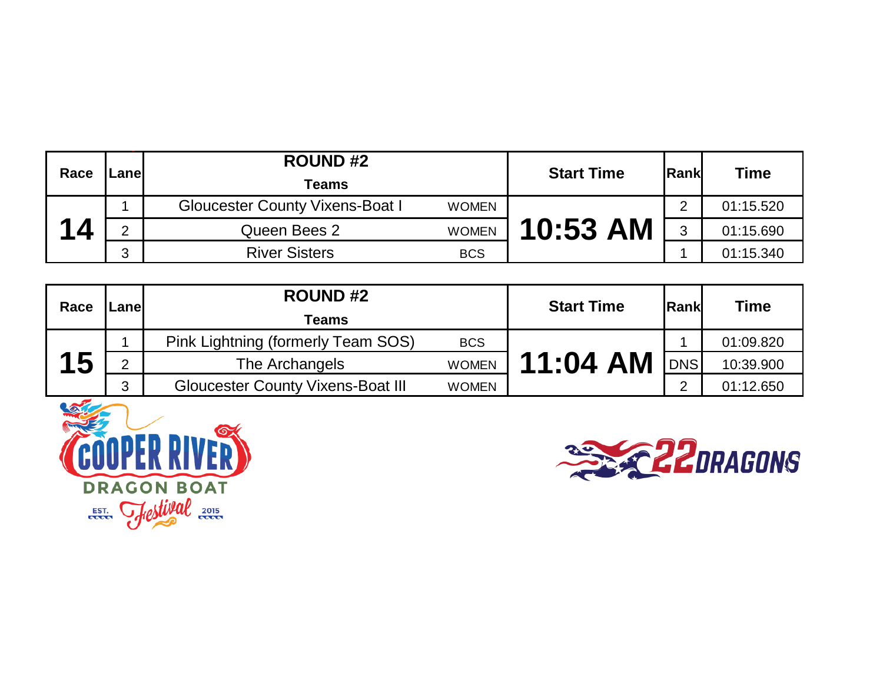| Race | Lane | ROUND #2 Teams | | Start Time | Rank | Time |
|---|---|---|---|---|---|---|
| 14 | 1 | Gloucester County Vixens-Boat I | WOMEN | 10:53 AM | 2 | 01:15.520 |
| | 2 | Queen Bees 2 | WOMEN | | 3 | 01:15.690 |
| | 3 | River Sisters | BCS | | 1 | 01:15.340 |

| Race | Lane | ROUND #2 Teams | | Start Time | Rank | Time |
|---|---|---|---|---|---|---|
| 15 | 1 | Pink Lightning (formerly Team SOS) | BCS | 11:04 AM | 1 | 01:09.820 |
| | 2 | The Archangels | WOMEN | | DNS | 10:39.900 |
| | 3 | Gloucester County Vixens-Boat III | WOMEN | | 2 | 01:12.650 |

COOPER RIVER DRAGON BOAT Festival EST. 2015

22DRAGONS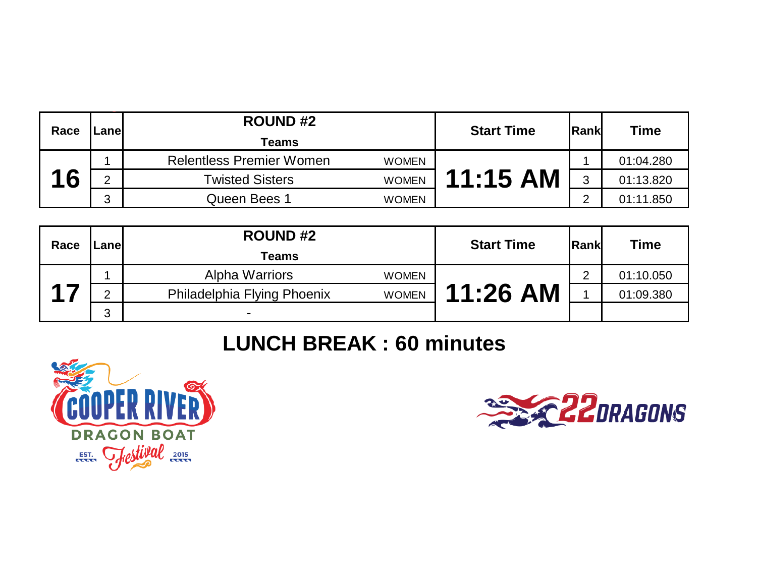| Race | Lane | ROUND #2 Teams | | Start Time | Rank | Time |
|---|---|---|---|---|---|---|
| 16 | 1 | Relentless Premier Women | WOMEN | 11:15 AM | 1 | 01:04.280 |
| | 2 | Twisted Sisters | WOMEN | | 3 | 01:13.820 |
| | 3 | Queen Bees 1 | WOMEN | | 2 | 01:11.850 |

| Race | Lane | ROUND #2 Teams | | Start Time | Rank | Time |
|---|---|---|---|---|---|---|
| 17 | 1 | Alpha Warriors | WOMEN | 11:26 AM | 2 | 01:10.050 |
| | 2 | Philadelphia Flying Phoenix | WOMEN | | 1 | 01:09.380 |
| | 3 | - | | | | |

## LUNCH BREAK : 60 minutes

COOPER RIVER DRAGON BOAT Festival EST. 2015

22DRAGONS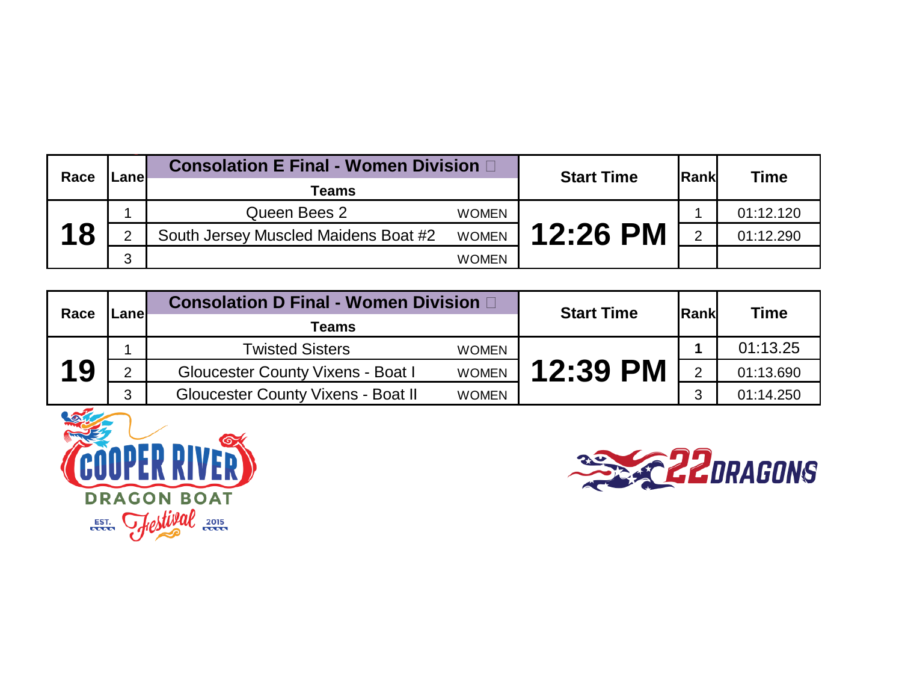| Race | Lane | Consolation E Final - Women Division | | Start Time | Rank | Time |
|---|---|---|---|---|---|---|
| | | Teams | | | | |
| 18 | 1 | Queen Bees 2 | WOMEN | 12:26 PM | 1 | 01:12.120 |
| | 2 | South Jersey Muscled Maidens Boat #2 | WOMEN | | 2 | 01:12.290 |
| | 3 | | WOMEN | | | |

| Race | Lane | Consolation D Final - Women Division | | Start Time | Rank | Time |
|---|---|---|---|---|---|---|
| | | Teams | | | | |
| 19 | 1 | Twisted Sisters | WOMEN | 12:39 PM | **1** | 01:13.25 |
| | 2 | Gloucester County Vixens - Boat I | WOMEN | | 2 | 01:13.690 |
| | 3 | Gloucester County Vixens - Boat II | WOMEN | | 3 | 01:14.250 |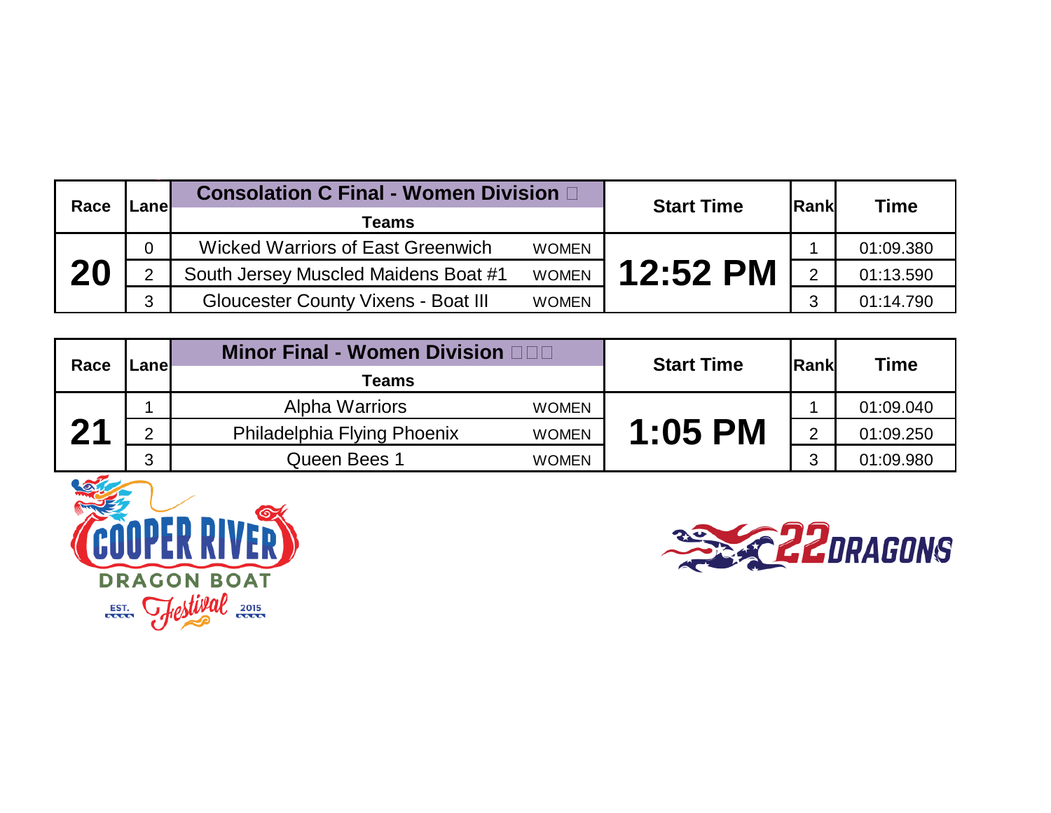| Race | Lane | Consolation C Final - Women Division | | Start Time | Rank | Time |
|---|---|---|---|---|---|---|
| | | Teams | | | | |
| 20 | 0 | Wicked Warriors of East Greenwich | WOMEN | 12:52 PM | 1 | 01:09.380 |
| | 2 | South Jersey Muscled Maidens Boat #1 | WOMEN | | 2 | 01:13.590 |
| | 3 | Gloucester County Vixens - Boat III | WOMEN | | 3 | 01:14.790 |

| Race | Lane | Minor Final - Women Division | | Start Time | Rank | Time |
|---|---|---|---|---|---|---|
| | | Teams | | | | |
| 21 | 1 | Alpha Warriors | WOMEN | 1:05 PM | 1 | 01:09.040 |
| | 2 | Philadelphia Flying Phoenix | WOMEN | | 2 | 01:09.250 |
| | 3 | Queen Bees 1 | WOMEN | | 3 | 01:09.980 |

COOPER RIVER DRAGON BOAT Festival EST. 2015

22DRAGONS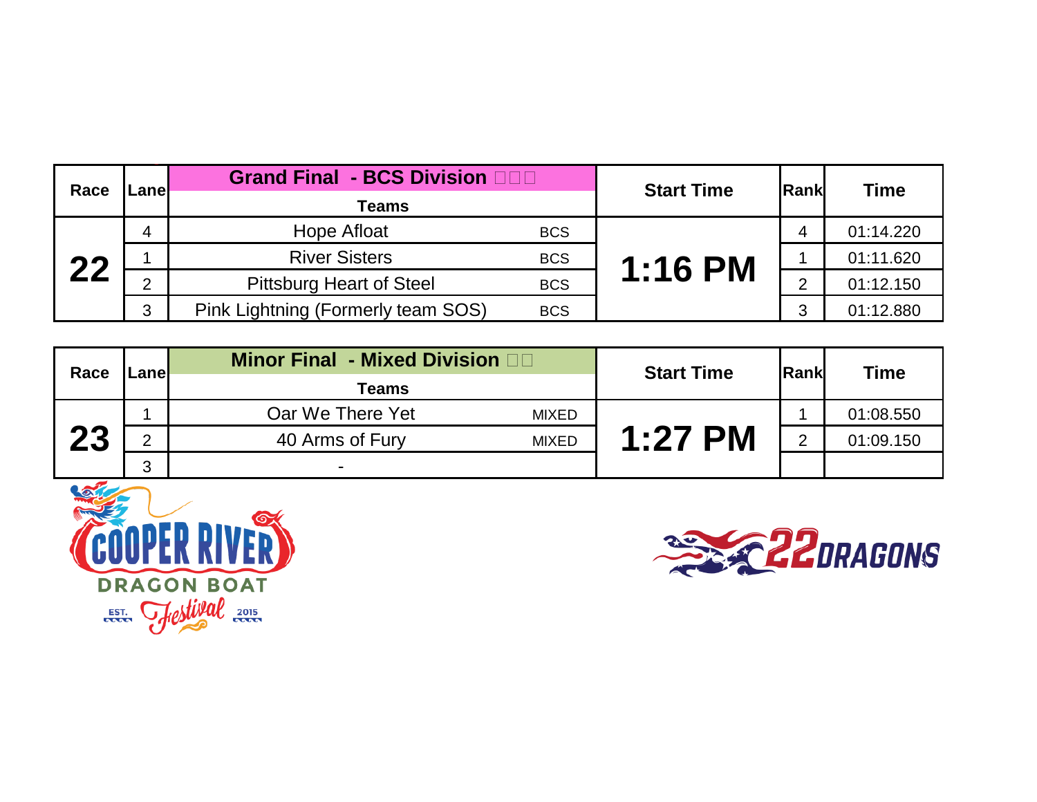| Race | Lane | Grand Final - BCS Division □□□ Teams | | Start Time | Rank | Time |
|---|---|---|---|---|---|---|
| 22 | 4 | Hope Afloat | BCS | 1:16 PM | 4 | 01:14.220 |
| | 1 | River Sisters | BCS | | 1 | 01:11.620 |
| | 2 | Pittsburg Heart of Steel | BCS | | 2 | 01:12.150 |
| | 3 | Pink Lightning (Formerly team SOS) | BCS | | 3 | 01:12.880 |

| Race | Lane | Minor Final - Mixed Division □□ Teams | | Start Time | Rank | Time |
|---|---|---|---|---|---|---|
| 23 | 1 | Oar We There Yet | MIXED | 1:27 PM | 1 | 01:08.550 |
| | 2 | 40 Arms of Fury | MIXED | | 2 | 01:09.150 |
| | 3 | - | | | | |

COOPER RIVER DRAGON BOAT Festival EST. 2015

22DRAGONS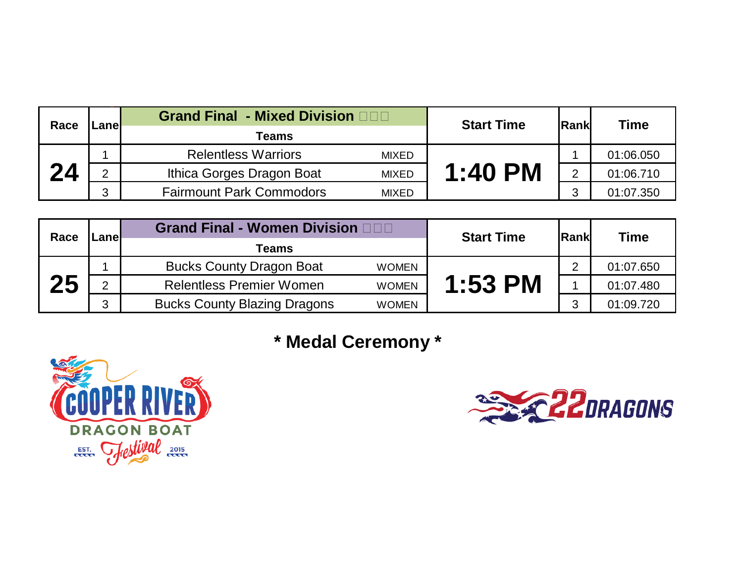| Race | Lane | Grand Final - Mixed Division □□□ Teams | | Start Time | Rank | Time |
|---|---|---|---|---|---|---|
| 24 | 1 | Relentless Warriors | MIXED | 1:40 PM | 1 | 01:06.050 |
| | 2 | Ithica Gorges Dragon Boat | MIXED | | 2 | 01:06.710 |
| | 3 | Fairmount Park Commodors | MIXED | | 3 | 01:07.350 |

| Race | Lane | Grand Final - Women Division □□□ Teams | | Start Time | Rank | Time |
|---|---|---|---|---|---|---|
| 25 | 1 | Bucks County Dragon Boat | WOMEN | 1:53 PM | 2 | 01:07.650 |
| | 2 | Relentless Premier Women | WOMEN | | 1 | 01:07.480 |
| | 3 | Bucks County Blazing Dragons | WOMEN | | 3 | 01:09.720 |

**\* Medal Ceremony \***

COOPER RIVER DRAGON BOAT Festival EST. 2015

22DRAGONS